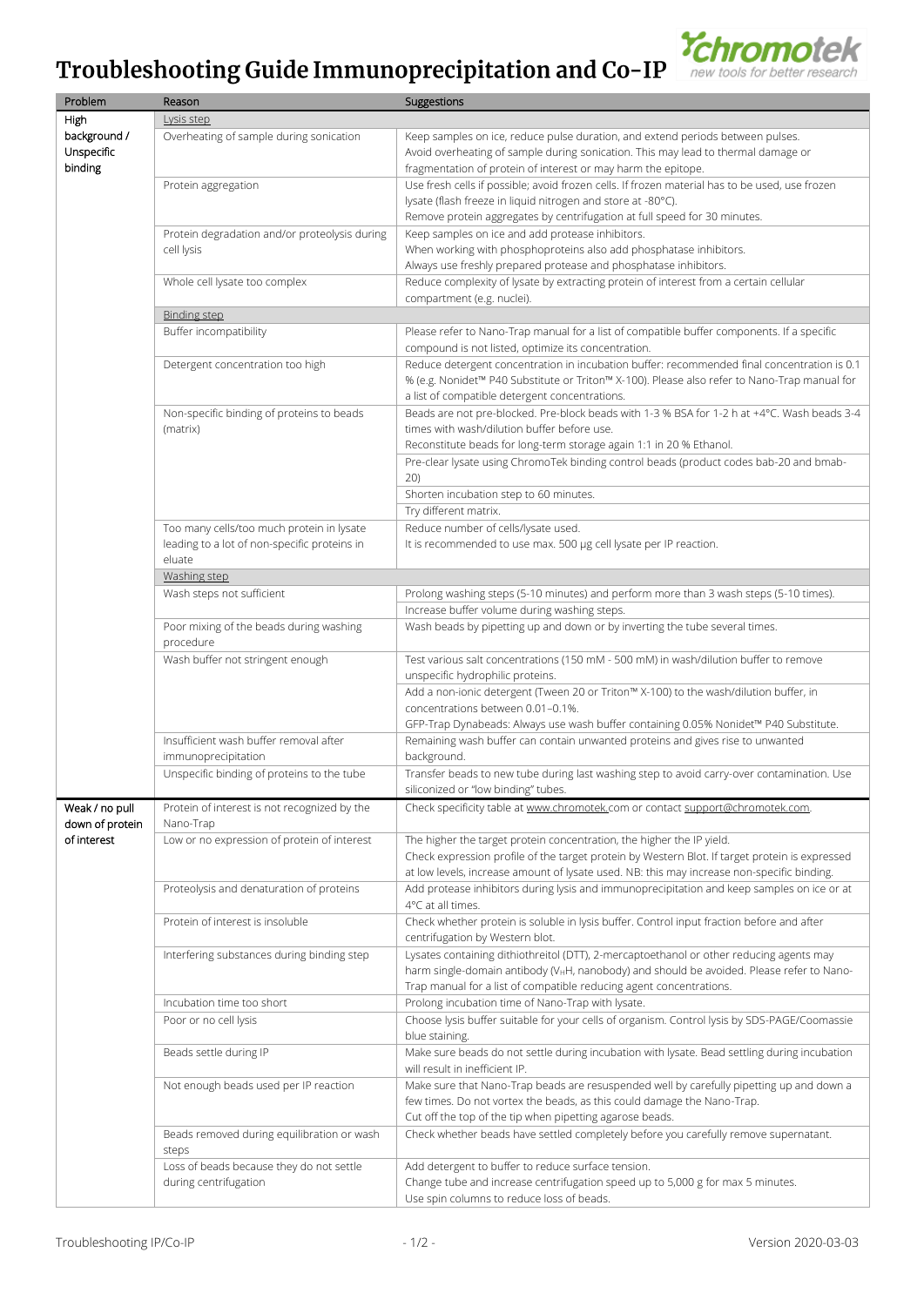# Troubleshooting Guide Immunoprecipitation and Co-IP

| Problem | Reason | Suggestions |
|---|---|---|
| High background / Unspecific binding | Lysis step | |
| | Overheating of sample during sonication | Keep samples on ice, reduce pulse duration, and extend periods between pulses. Avoid overheating of sample during sonication. This may lead to thermal damage or fragmentation of protein of interest or may harm the epitope. |
| | Protein aggregation | Use fresh cells if possible; avoid frozen cells. If frozen material has to be used, use frozen lysate (flash freeze in liquid nitrogen and store at -80°C). Remove protein aggregates by centrifugation at full speed for 30 minutes. |
| | Protein degradation and/or proteolysis during cell lysis | Keep samples on ice and add protease inhibitors. When working with phosphoproteins also add phosphatase inhibitors. Always use freshly prepared protease and phosphatase inhibitors. |
| | Whole cell lysate too complex | Reduce complexity of lysate by extracting protein of interest from a certain cellular compartment (e.g. nuclei). |
| | Binding step | |
| | Buffer incompatibility | Please refer to Nano-Trap manual for a list of compatible buffer components. If a specific compound is not listed, optimize its concentration. |
| | Detergent concentration too high | Reduce detergent concentration in incubation buffer: recommended final concentration is 0.1 % (e.g. Nonidet™ P40 Substitute or Triton™ X-100). Please also refer to Nano-Trap manual for a list of compatible detergent concentrations. |
| | Non-specific binding of proteins to beads (matrix) | Beads are not pre-blocked. Pre-block beads with 1-3 % BSA for 1-2 h at +4°C. Wash beads 3-4 times with wash/dilution buffer before use. Reconstitute beads for long-term storage again 1:1 in 20 % Ethanol. |
| | | Pre-clear lysate using ChromoTek binding control beads (product codes bab-20 and bmab-20) |
| | | Shorten incubation step to 60 minutes. |
| | | Try different matrix. |
| | Too many cells/too much protein in lysate leading to a lot of non-specific proteins in eluate | Reduce number of cells/lysate used. It is recommended to use max. 500 µg cell lysate per IP reaction. |
| | Washing step | |
| | Wash steps not sufficient | Prolong washing steps (5-10 minutes) and perform more than 3 wash steps (5-10 times). |
| | | Increase buffer volume during washing steps. |
| | Poor mixing of the beads during washing procedure | Wash beads by pipetting up and down or by inverting the tube several times. |
| | Wash buffer not stringent enough | Test various salt concentrations (150 mM - 500 mM) in wash/dilution buffer to remove unspecific hydrophilic proteins. |
| | | Add a non-ionic detergent (Tween 20 or Triton™ X-100) to the wash/dilution buffer, in concentrations between 0.01–0.1%. GFP-Trap Dynabeads: Always use wash buffer containing 0.05% Nonidet™ P40 Substitute. |
| | Insufficient wash buffer removal after immunoprecipitation | Remaining wash buffer can contain unwanted proteins and gives rise to unwanted background. |
| | Unspecific binding of proteins to the tube | Transfer beads to new tube during last washing step to avoid carry-over contamination. Use siliconized or "low binding" tubes. |
| Weak / no pull down of protein of interest | Protein of interest is not recognized by the Nano-Trap | Check specificity table at www.chromotek.com or contact support@chromotek.com. |
| | Low or no expression of protein of interest | The higher the target protein concentration, the higher the IP yield. Check expression profile of the target protein by Western Blot. If target protein is expressed at low levels, increase amount of lysate used. NB: this may increase non-specific binding. |
| | Proteolysis and denaturation of proteins | Add protease inhibitors during lysis and immunoprecipitation and keep samples on ice or at 4°C at all times. |
| | Protein of interest is insoluble | Check whether protein is soluble in lysis buffer. Control input fraction before and after centrifugation by Western blot. |
| | Interfering substances during binding step | Lysates containing dithiothreitol (DTT), 2-mercaptoethanol or other reducing agents may harm single-domain antibody ($V_HH$, nanobody) and should be avoided. Please refer to Nano-Trap manual for a list of compatible reducing agent concentrations. |
| | Incubation time too short | Prolong incubation time of Nano-Trap with lysate. |
| | Poor or no cell lysis | Choose lysis buffer suitable for your cells of organism. Control lysis by SDS-PAGE/Coomassie blue staining. |
| | Beads settle during IP | Make sure beads do not settle during incubation with lysate. Bead settling during incubation will result in inefficient IP. |
| | Not enough beads used per IP reaction | Make sure that Nano-Trap beads are resuspended well by carefully pipetting up and down a few times. Do not vortex the beads, as this could damage the Nano-Trap. Cut off the top of the tip when pipetting agarose beads. |
| | Beads removed during equilibration or wash steps | Check whether beads have settled completely before you carefully remove supernatant. |
| | Loss of beads because they do not settle during centrifugation | Add detergent to buffer to reduce surface tension. Change tube and increase centrifugation speed up to 5,000 g for max 5 minutes. Use spin columns to reduce loss of beads. |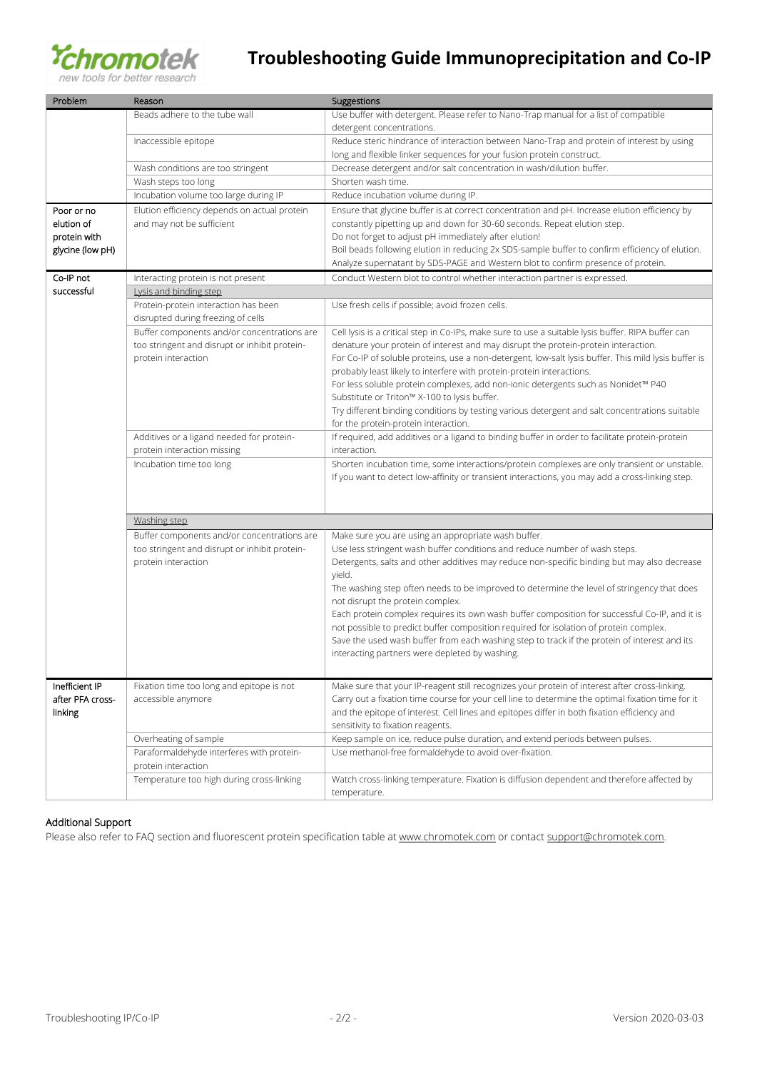# Troubleshooting Guide Immunoprecipitation and Co-IP

| Problem | Reason | Suggestions |
|---|---|---|
| | Beads adhere to the tube wall | Use buffer with detergent. Please refer to Nano-Trap manual for a list of compatible detergent concentrations. |
| | Inaccessible epitope | Reduce steric hindrance of interaction between Nano-Trap and protein of interest by using long and flexible linker sequences for your fusion protein construct. |
| | Wash conditions are too stringent | Decrease detergent and/or salt concentration in wash/dilution buffer. |
| | Wash steps too long | Shorten wash time. |
| | Incubation volume too large during IP | Reduce incubation volume during IP. |
| Poor or no elution of protein with glycine (low pH) | Elution efficiency depends on actual protein and may not be sufficient | Ensure that glycine buffer is at correct concentration and pH. Increase elution efficiency by constantly pipetting up and down for 30-60 seconds. Repeat elution step. Do not forget to adjust pH immediately after elution! Boil beads following elution in reducing 2x SDS-sample buffer to confirm efficiency of elution. Analyze supernatant by SDS-PAGE and Western blot to confirm presence of protein. |
| Co-IP not successful | Interacting protein is not present | Conduct Western blot to control whether interaction partner is expressed. |
| | Lysis and binding step | |
| | Protein-protein interaction has been disrupted during freezing of cells | Use fresh cells if possible; avoid frozen cells. |
| | Buffer components and/or concentrations are too stringent and disrupt or inhibit protein-protein interaction | Cell lysis is a critical step in Co-IPs, make sure to use a suitable lysis buffer. RIPA buffer can denature your protein of interest and may disrupt the protein-protein interaction. For Co-IP of soluble proteins, use a non-detergent, low-salt lysis buffer. This mild lysis buffer is probably least likely to interfere with protein-protein interactions. For less soluble protein complexes, add non-ionic detergents such as Nonidet™ P40 Substitute or Triton™ X-100 to lysis buffer. Try different binding conditions by testing various detergent and salt concentrations suitable for the protein-protein interaction. |
| | Additives or a ligand needed for protein-protein interaction missing | If required, add additives or a ligand to binding buffer in order to facilitate protein-protein interaction. |
| | Incubation time too long | Shorten incubation time, some interactions/protein complexes are only transient or unstable. If you want to detect low-affinity or transient interactions, you may add a cross-linking step. |
| | Washing step | |
| | Buffer components and/or concentrations are too stringent and disrupt or inhibit protein-protein interaction | Make sure you are using an appropriate wash buffer. Use less stringent wash buffer conditions and reduce number of wash steps. Detergents, salts and other additives may reduce non-specific binding but may also decrease yield. The washing step often needs to be improved to determine the level of stringency that does not disrupt the protein complex. Each protein complex requires its own wash buffer composition for successful Co-IP, and it is not possible to predict buffer composition required for isolation of protein complex. Save the used wash buffer from each washing step to track if the protein of interest and its interacting partners were depleted by washing. |
| Inefficient IP after PFA cross-linking | Fixation time too long and epitope is not accessible anymore | Make sure that your IP-reagent still recognizes your protein of interest after cross-linking. Carry out a fixation time course for your cell line to determine the optimal fixation time for it and the epitope of interest. Cell lines and epitopes differ in both fixation efficiency and sensitivity to fixation reagents. |
| | Overheating of sample | Keep sample on ice, reduce pulse duration, and extend periods between pulses. |
| | Paraformaldehyde interferes with protein-protein interaction | Use methanol-free formaldehyde to avoid over-fixation. |
| | Temperature too high during cross-linking | Watch cross-linking temperature. Fixation is diffusion dependent and therefore affected by temperature. |

## Additional Support

Please also refer to FAQ section and fluorescent protein specification table at www.chromotek.com or contact support@chromotek.com.